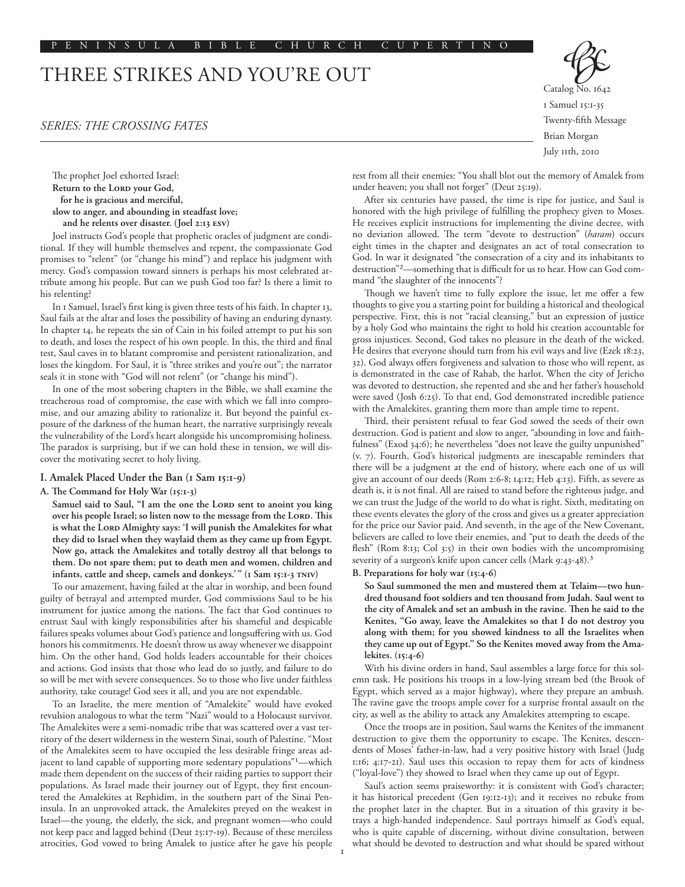PENINSULA BIBLE CHURCH CUPERTINO

# THREE STRIKES AND YOU'RE OUT

*SERIES: THE CROSSING FATES*

Catalog No. 1642
1 Samuel 15:1-35
Twenty-fifth Message
Brian Morgan
July 11th, 2010

The prophet Joel exhorted Israel:
**Return to the Lord your God,**
**for he is gracious and merciful,**
**slow to anger, and abounding in steadfast love;**
**and he relents over disaster. (Joel 2:13 esv)**

Joel instructs God's people that prophetic oracles of judgment are conditional. If they will humble themselves and repent, the compassionate God promises to "relent" (or "change his mind") and replace his judgment with mercy. God's compassion toward sinners is perhaps his most celebrated attribute among his people. But can we push God too far? Is there a limit to his relenting?

In 1 Samuel, Israel's first king is given three tests of his faith. In chapter 13, Saul fails at the altar and loses the possibility of having an enduring dynasty. In chapter 14, he repeats the sin of Cain in his foiled attempt to put his son to death, and loses the respect of his own people. In this, the third and final test, Saul caves in to blatant compromise and persistent rationalization, and loses the kingdom. For Saul, it is "three strikes and you're out"; the narrator seals it in stone with "God will not relent" (or "change his mind").

In one of the most sobering chapters in the Bible, we shall examine the treacherous road of compromise, the ease with which we fall into compromise, and our amazing ability to rationalize it. But beyond the painful exposure of the darkness of the human heart, the narrative surprisingly reveals the vulnerability of the Lord's heart alongside his uncompromising holiness. The paradox is surprising, but if we can hold these in tension, we will discover the motivating secret to holy living.

## I. Amalek Placed Under the Ban (1 Sam 15:1-9)

### A. The Command for Holy War (15:1-3)

**Samuel said to Saul, "I am the one the Lord sent to anoint you king over his people Israel; so listen now to the message from the Lord. This is what the Lord Almighty says: 'I will punish the Amalekites for what they did to Israel when they waylaid them as they came up from Egypt. Now go, attack the Amalekites and totally destroy all that belongs to them. Do not spare them; put to death men and women, children and infants, cattle and sheep, camels and donkeys.' " (1 Sam 15:1-3 tniv)**

To our amazement, having failed at the altar in worship, and been found guilty of betrayal and attempted murder, God commissions Saul to be his instrument for justice among the nations. The fact that God continues to entrust Saul with kingly responsibilities after his shameful and despicable failures speaks volumes about God's patience and longsuffering with us. God honors his commitments. He doesn't throw us away whenever we disappoint him. On the other hand, God holds leaders accountable for their choices and actions. God insists that those who lead do so justly, and failure to do so will be met with severe consequences. So to those who live under faithless authority, take courage! God sees it all, and you are not expendable.

To an Israelite, the mere mention of "Amalekite" would have evoked revulsion analogous to what the term "Nazi" would to a Holocaust survivor. The Amalekites were a semi-nomadic tribe that was scattered over a vast territory of the desert wilderness in the western Sinai, south of Palestine. "Most of the Amalekites seem to have occupied the less desirable fringe areas adjacent to land capable of supporting more sedentary populations"[1]—which made them dependent on the success of their raiding parties to support their populations. As Israel made their journey out of Egypt, they first encountered the Amalekites at Rephidim, in the southern part of the Sinai Peninsula. In an unprovoked attack, the Amalekites preyed on the weakest in Israel—the young, the elderly, the sick, and pregnant women—who could not keep pace and lagged behind (Deut 25:17-19). Because of these merciless atrocities, God vowed to bring Amalek to justice after he gave his people rest from all their enemies: "You shall blot out the memory of Amalek from under heaven; you shall not forget" (Deut 25:19).

After six centuries have passed, the time is ripe for justice, and Saul is honored with the high privilege of fulfilling the prophecy given to Moses. He receives explicit instructions for implementing the divine decree, with no deviation allowed. The term "devote to destruction" (*haram*) occurs eight times in the chapter and designates an act of total consecration to God. In war it designated "the consecration of a city and its inhabitants to destruction"[2]—something that is difficult for us to hear. How can God command "the slaughter of the innocents"?

Though we haven't time to fully explore the issue, let me offer a few thoughts to give you a starting point for building a historical and theological perspective. First, this is not "racial cleansing," but an expression of justice by a holy God who maintains the right to hold his creation accountable for gross injustices. Second, God takes no pleasure in the death of the wicked. He desires that everyone should turn from his evil ways and live (Ezek 18:23, 32). God always offers forgiveness and salvation to those who will repent, as is demonstrated in the case of Rahab, the harlot. When the city of Jericho was devoted to destruction, she repented and she and her father's household were saved (Josh 6:25). To that end, God demonstrated incredible patience with the Amalekites, granting them more than ample time to repent.

Third, their persistent refusal to fear God sowed the seeds of their own destruction. God is patient and slow to anger, "abounding in love and faithfulness" (Exod 34:6); he nevertheless "does not leave the guilty unpunished" (v. 7). Fourth, God's historical judgments are inescapable reminders that there will be a judgment at the end of history, where each one of us will give an account of our deeds (Rom 2:6-8; 14:12; Heb 4:13). Fifth, as severe as death is, it is not final. All are raised to stand before the righteous judge, and we can trust the Judge of the world to do what is right. Sixth, meditating on these events elevates the glory of the cross and gives us a greater appreciation for the price our Savior paid. And seventh, in the age of the New Covenant, believers are called to love their enemies, and "put to death the deeds of the flesh" (Rom 8:13; Col 3:5) in their own bodies with the uncompromising severity of a surgeon's knife upon cancer cells (Mark 9:43-48).[3]

### B. Preparations for holy war (15:4-6)

**So Saul summoned the men and mustered them at Telaim—two hundred thousand foot soldiers and ten thousand from Judah. Saul went to the city of Amalek and set an ambush in the ravine. Then he said to the Kenites, "Go away, leave the Amalekites so that I do not destroy you along with them; for you showed kindness to all the Israelites when they came up out of Egypt." So the Kenites moved away from the Amalekites. (15:4-6)**

With his divine orders in hand, Saul assembles a large force for this solemn task. He positions his troops in a low-lying stream bed (the Brook of Egypt, which served as a major highway), where they prepare an ambush. The ravine gave the troops ample cover for a surprise frontal assault on the city, as well as the ability to attack any Amalekites attempting to escape.

Once the troops are in position, Saul warns the Kenites of the immanent destruction to give them the opportunity to escape. The Kenites, descendents of Moses' father-in-law, had a very positive history with Israel (Judg 1:16; 4:17-21). Saul uses this occasion to repay them for acts of kindness ("loyal-love") they showed to Israel when they came up out of Egypt.

Saul's action seems praiseworthy: it is consistent with God's character; it has historical precedent (Gen 19:12-13); and it receives no rebuke from the prophet later in the chapter. But in a situation of this gravity it betrays a high-handed independence. Saul portrays himself as God's equal, who is quite capable of discerning, without divine consultation, between what should be devoted to destruction and what should be spared without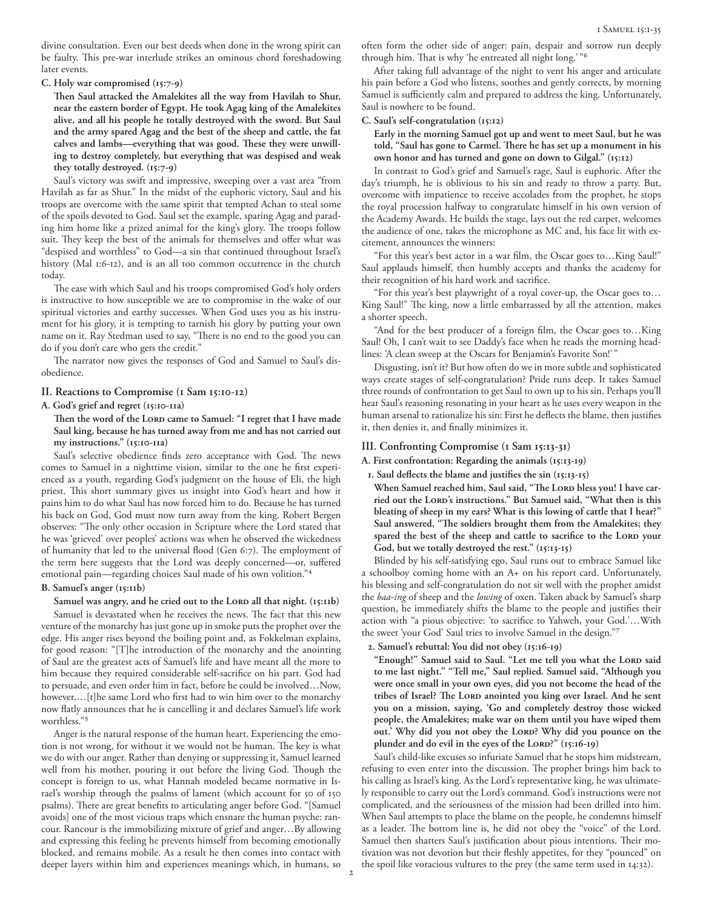divine consultation. Even our best deeds when done in the wrong spirit can be faulty. This pre-war interlude strikes an ominous chord foreshadowing later events.

**C. Holy war compromised (15:7-9)**

> **Then Saul attacked the Amalekites all the way from Havilah to Shur, near the eastern border of Egypt. He took Agag king of the Amalekites alive, and all his people he totally destroyed with the sword. But Saul and the army spared Agag and the best of the sheep and cattle, the fat calves and lambs—everything that was good. These they were unwilling to destroy completely, but everything that was despised and weak they totally destroyed. (15:7-9)**

Saul's victory was swift and impressive, sweeping over a vast area "from Havilah as far as Shur." In the midst of the euphoric victory, Saul and his troops are overcome with the same spirit that tempted Achan to steal some of the spoils devoted to God. Saul set the example, sparing Agag and parading him home like a prized animal for the king's glory. The troops follow suit. They keep the best of the animals for themselves and offer what was "despised and worthless" to God—a sin that continued throughout Israel's history (Mal 1:6-12), and is an all too common occurrence in the church today.

The ease with which Saul and his troops compromised God's holy orders is instructive to how susceptible we are to compromise in the wake of our spiritual victories and earthy successes. When God uses you as his instrument for his glory, it is tempting to tarnish his glory by putting your own name on it. Ray Stedman used to say, "There is no end to the good you can do if you don't care who gets the credit."

The narrator now gives the responses of God and Samuel to Saul's disobedience.

## II. Reactions to Compromise (1 Sam 15:10-12)

**A. God's grief and regret (15:10-11a)**

> **Then the word of the LORD came to Samuel: "I regret that I have made Saul king, because he has turned away from me and has not carried out my instructions." (15:10-11a)**

Saul's selective obedience finds zero acceptance with God. The news comes to Samuel in a nighttime vision, similar to the one he first experienced as a youth, regarding God's judgment on the house of Eli, the high priest. This short summary gives us insight into God's heart and how it pains him to do what Saul has now forced him to do. Because he has turned his back on God, God must now turn away from the king. Robert Bergen observes: "The only other occasion in Scripture where the Lord stated that he was 'grieved' over peoples' actions was when he observed the wickedness of humanity that led to the universal flood (Gen 6:7). The employment of the term here suggests that the Lord was deeply concerned—or, suffered emotional pain—regarding choices Saul made of his own volition."[4]

**B. Samuel's anger (15:11b)**

> **Samuel was angry, and he cried out to the LORD all that night. (15:11b)**

Samuel is devastated when he receives the news. The fact that this new venture of the monarchy has just gone up in smoke puts the prophet over the edge. His anger rises beyond the boiling point and, as Fokkelman explains, for good reason: "[T]he introduction of the monarchy and the anointing of Saul are the greatest acts of Samuel's life and have meant all the more to him because they required considerable self-sacrifice on his part. God had to persuade, and even order him in fact, before he could be involved…Now, however,…[t]he same Lord who first had to win him over to the monarchy now flatly announces that he is cancelling it and declares Samuel's life work worthless."[5]

Anger is the natural response of the human heart. Experiencing the emotion is not wrong, for without it we would not be human. The key is what we do with our anger. Rather than denying or suppressing it, Samuel learned well from his mother, pouring it out before the living God. Though the concept is foreign to us, what Hannah modeled became normative in Israel's worship through the psalms of lament (which account for 50 of 150 psalms). There are great benefits to articulating anger before God. "[Samuel avoids] one of the most vicious traps which ensnare the human psyche: rancour. Rancour is the immobilizing mixture of grief and anger…By allowing and expressing this feeling he prevents himself from becoming emotionally blocked, and remains mobile. As a result he then comes into contact with deeper layers within him and experiences meanings which, in humans, so often form the other side of anger: pain, despair and sorrow run deeply through him. That is why 'he entreated all night long.'"[6]

After taking full advantage of the night to vent his anger and articulate his pain before a God who listens, soothes and gently corrects, by morning Samuel is sufficiently calm and prepared to address the king. Unfortunately, Saul is nowhere to be found.

**C. Saul's self-congratulation (15:12)**

> **Early in the morning Samuel got up and went to meet Saul, but he was told, "Saul has gone to Carmel. There he has set up a monument in his own honor and has turned and gone on down to Gilgal." (15:12)**

In contrast to God's grief and Samuel's rage, Saul is euphoric. After the day's triumph, he is oblivious to his sin and ready to throw a party. But, overcome with impatience to receive accolades from the prophet, he stops the royal procession halfway to congratulate himself in his own version of the Academy Awards. He builds the stage, lays out the red carpet, welcomes the audience of one, takes the microphone as MC and, his face lit with excitement, announces the winners:

"For this year's best actor in a war film, the Oscar goes to…King Saul!" Saul applauds himself, then humbly accepts and thanks the academy for their recognition of his hard work and sacrifice.

"For this year's best playwright of a royal cover-up, the Oscar goes to… King Saul!" The king, now a little embarrassed by all the attention, makes a shorter speech.

"And for the best producer of a foreign film, the Oscar goes to…King Saul! Oh, I can't wait to see Daddy's face when he reads the morning headlines: 'A clean sweep at the Oscars for Benjamin's Favorite Son!'"

Disgusting, isn't it? But how often do we in more subtle and sophisticated ways create stages of self-congratulation? Pride runs deep. It takes Samuel three rounds of confrontation to get Saul to own up to his sin. Perhaps you'll hear Saul's reasoning resonating in your heart as he uses every weapon in the human arsenal to rationalize his sin: First he deflects the blame, then justifies it, then denies it, and finally minimizes it.

## III. Confronting Compromise (1 Sam 15:13-31)

**A. First confrontation: Regarding the animals (15:13-19)**

**1. Saul deflects the blame and justifies the sin (15:13-15)**

> **When Samuel reached him, Saul said, "The LORD bless you! I have carried out the LORD's instructions." But Samuel said, "What then is this bleating of sheep in my ears? What is this lowing of cattle that I hear?" Saul answered, "The soldiers brought them from the Amalekites; they spared the best of the sheep and cattle to sacrifice to the LORD your God, but we totally destroyed the rest." (15:13-15)**

Blinded by his self-satisfying ego, Saul runs out to embrace Samuel like a schoolboy coming home with an A+ on his report card. Unfortunately, his blessing and self-congratulation do not sit well with the prophet amidst the *baa-ing* of sheep and the *lowing* of oxen. Taken aback by Samuel's sharp question, he immediately shifts the blame to the people and justifies their action with "a pious objective: 'to sacrifice to Yahweh, your God.'…With the sweet 'your God' Saul tries to involve Samuel in the design."[7]

**2. Samuel's rebuttal: You did not obey (15:16-19)**

> **"Enough!" Samuel said to Saul. "Let me tell you what the LORD said to me last night." "Tell me," Saul replied. Samuel said, "Although you were once small in your own eyes, did you not become the head of the tribes of Israel? The LORD anointed you king over Israel. And he sent you on a mission, saying, 'Go and completely destroy those wicked people, the Amalekites; make war on them until you have wiped them out.' Why did you not obey the LORD? Why did you pounce on the plunder and do evil in the eyes of the LORD?" (15:16-19)**

Saul's child-like excuses so infuriate Samuel that he stops him midstream, refusing to even enter into the discussion. The prophet brings him back to his calling as Israel's king. As the Lord's representative king, he was ultimately responsible to carry out the Lord's command. God's instructions were not complicated, and the seriousness of the mission had been drilled into him. When Saul attempts to place the blame on the people, he condemns himself as a leader. The bottom line is, he did not obey the "voice" of the Lord. Samuel then shatters Saul's justification about pious intentions. Their motivation was not devotion but their fleshly appetites, for they "pounced" on the spoil like voracious vultures to the prey (the same term used in 14:32).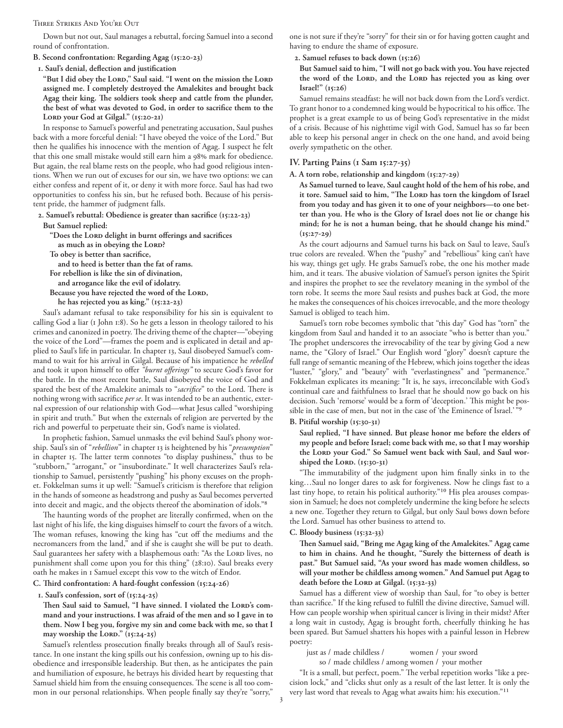Down but not out, Saul manages a rebuttal, forcing Samuel into a second round of confrontation.

**B. Second confrontation: Regarding Agag (15:20-23)**

**1. Saul's denial, deflection and justification**

**"But I did obey the Lord," Saul said. "I went on the mission the Lord assigned me. I completely destroyed the Amalekites and brought back Agag their king. The soldiers took sheep and cattle from the plunder, the best of what was devoted to God, in order to sacrifice them to the Lord your God at Gilgal." (15:20-21)**

In response to Samuel's powerful and penetrating accusation, Saul pushes back with a more forceful denial: "I have obeyed the voice of the Lord." But then he qualifies his innocence with the mention of Agag. I suspect he felt that this one small mistake would still earn him a 98% mark for obedience. But again, the real blame rests on the people, who had good religious intentions. When we run out of excuses for our sin, we have two options: we can either confess and repent of it, or deny it with more force. Saul has had two opportunities to confess his sin, but he refused both. Because of his persistent pride, the hammer of judgment falls.

**2. Samuel's rebuttal: Obedience is greater than sacrifice (15:22-23)**

**But Samuel replied:**

**"Does the Lord delight in burnt offerings and sacrifices**
**as much as in obeying the Lord?**
**To obey is better than sacrifice,**
**and to heed is better than the fat of rams.**
**For rebellion is like the sin of divination,**
**and arrogance like the evil of idolatry.**
**Because you have rejected the word of the Lord,**
**he has rejected you as king." (15:22-23)**

Saul's adamant refusal to take responsibility for his sin is equivalent to calling God a liar (1 John 1:8). So he gets a lesson in theology tailored to his crimes and canonized in poetry. The driving theme of the chapter—"obeying the voice of the Lord"—frames the poem and is explicated in detail and applied to Saul's life in particular. In chapter 13, Saul disobeyed Samuel's command to wait for his arrival in Gilgal. Because of his impatience he *rebelled* and took it upon himself to offer *"burnt offerings"* to secure God's favor for the battle. In the most recent battle, Saul disobeyed the voice of God and spared the best of the Amalekite animals to "*sacrifice*" to the Lord. There is nothing wrong with sacrifice *per se*. It was intended to be an authentic, external expression of our relationship with God—what Jesus called "worshiping in spirit and truth." But when the externals of religion are perverted by the rich and powerful to perpetuate their sin, God's name is violated.

In prophetic fashion, Samuel unmasks the evil behind Saul's phony worship. Saul's sin of "*rebellion*" in chapter 13 is heightened by his "*presumption*" in chapter 15. The latter term connotes "to display pushiness," thus to be "stubborn," "arrogant," or "insubordinate." It well characterizes Saul's relationship to Samuel, persistently "pushing" his phony excuses on the prophet. Fokkelman sums it up well: "Samuel's criticism is therefore that religion in the hands of someone as headstrong and pushy as Saul becomes perverted into deceit and magic, and the objects thereof the abomination of idols."[8]

The haunting words of the prophet are literally confirmed, when on the last night of his life, the king disguises himself to court the favors of a witch. The woman refuses, knowing the king has "cut off the mediums and the necromancers from the land," and if she is caught she will be put to death. Saul guarantees her safety with a blasphemous oath: "As the Lord lives, no punishment shall come upon you for this thing" (28:10). Saul breaks every oath he makes in 1 Samuel except this vow to the witch of Endor.

**C. Third confrontation: A hard-fought confession (15:24-26)**

**1. Saul's confession, sort of (15:24-25)**

**Then Saul said to Samuel, "I have sinned. I violated the Lord's command and your instructions. I was afraid of the men and so I gave in to them. Now I beg you, forgive my sin and come back with me, so that I may worship the Lord." (15:24-25)**

Samuel's relentless prosecution finally breaks through all of Saul's resistance. In one instant the king spills out his confession, owning up to his disobedience and irresponsible leadership. But then, as he anticipates the pain and humiliation of exposure, he betrays his divided heart by requesting that Samuel shield him from the ensuing consequences. The scene is all too common in our personal relationships. When people finally say they're "sorry," one is not sure if they're "sorry" for their sin or for having gotten caught and having to endure the shame of exposure.

**2. Samuel refuses to back down (15:26)**

**But Samuel said to him, "I will not go back with you. You have rejected the word of the Lord, and the Lord has rejected you as king over Israel!" (15:26)**

Samuel remains steadfast: he will not back down from the Lord's verdict. To grant honor to a condemned king would be hypocritical to his office. The prophet is a great example to us of being God's representative in the midst of a crisis. Because of his nighttime vigil with God, Samuel has so far been able to keep his personal anger in check on the one hand, and avoid being overly sympathetic on the other.

## IV. Parting Pains (1 Sam 15:27-35)

**A. A torn robe, relationship and kingdom (15:27-29)**

**As Samuel turned to leave, Saul caught hold of the hem of his robe, and it tore. Samuel said to him, "The Lord has torn the kingdom of Israel from you today and has given it to one of your neighbors—to one better than you. He who is the Glory of Israel does not lie or change his mind; for he is not a human being, that he should change his mind." (15:27-29)**

As the court adjourns and Samuel turns his back on Saul to leave, Saul's true colors are revealed. When the "pushy" and "rebellious" king can't have his way, things get ugly. He grabs Samuel's robe, the one his mother made him, and it tears. The abusive violation of Samuel's person ignites the Spirit and inspires the prophet to see the revelatory meaning in the symbol of the torn robe. It seems the more Saul resists and pushes back at God, the more he makes the consequences of his choices irrevocable, and the more theology Samuel is obliged to teach him.

Samuel's torn robe becomes symbolic that "this day" God has "torn" the kingdom from Saul and handed it to an associate "who is better than you." The prophet underscores the irrevocability of the tear by giving God a new name, the "Glory of Israel." Our English word "glory" doesn't capture the full range of semantic meaning of the Hebrew, which joins together the ideas "luster," "glory," and "beauty" with "everlastingness" and "permanence." Fokkelman explicates its meaning: "It is, he says, irreconcilable with God's continual care and faithfulness to Israel that he should now go back on his decision. Such 'remorse' would be a form of 'deception.' This might be possible in the case of men, but not in the case of 'the Eminence of Israel.'"[9]

**B. Pitiful worship (15:30-31)**

**Saul replied, "I have sinned. But please honor me before the elders of my people and before Israel; come back with me, so that I may worship the Lord your God." So Samuel went back with Saul, and Saul worshiped the Lord. (15:30-31)**

"The immutability of the judgment upon him finally sinks in to the king…Saul no longer dares to ask for forgiveness. Now he clings fast to a last tiny hope, to retain his political authority."[10] His plea arouses compassion in Samuel; he does not completely undermine the king before he selects a new one. Together they return to Gilgal, but only Saul bows down before the Lord. Samuel has other business to attend to.

**C. Bloody business (15:32-33)**

**Then Samuel said, "Bring me Agag king of the Amalekites." Agag came to him in chains. And he thought, "Surely the bitterness of death is past." But Samuel said, "As your sword has made women childless, so will your mother be childless among women." And Samuel put Agag to death before the Lord at Gilgal. (15:32-33)**

Samuel has a different view of worship than Saul, for "to obey is better than sacrifice." If the king refused to fulfill the divine directive, Samuel will. How can people worship when spiritual cancer is living in their midst? After a long wait in custody, Agag is brought forth, cheerfully thinking he has been spared. But Samuel shatters his hopes with a painful lesson in Hebrew poetry:

just as / made childless / women / your sword
so / made childless / among women / your mother

"It is a small, but perfect, poem." The verbal repetition works "like a precision lock," and "clicks shut only as a result of the last letter. It is only the very last word that reveals to Agag what awaits him: his execution."[11]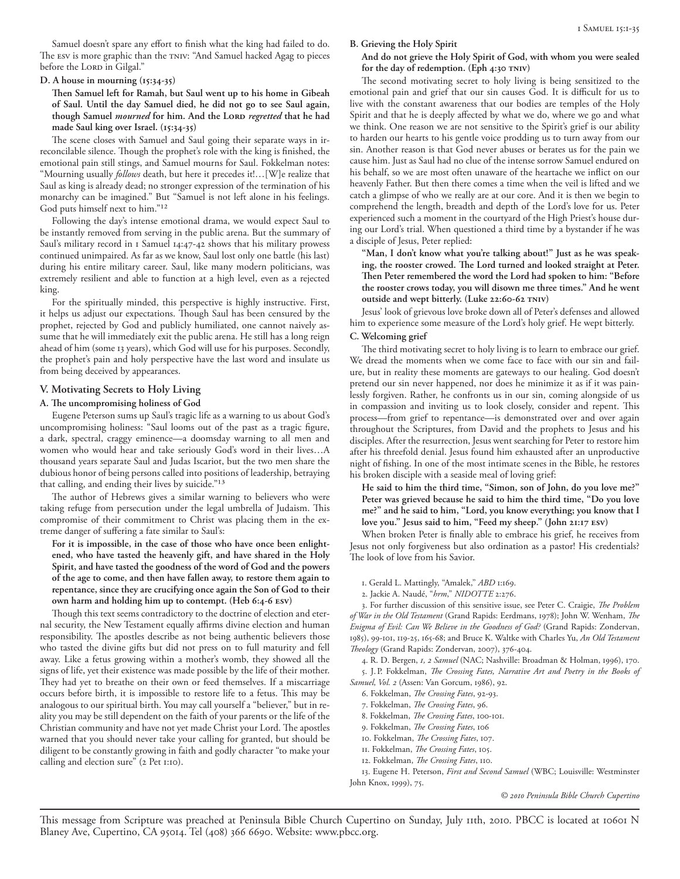Samuel doesn't spare any effort to finish what the king had failed to do. The ESV is more graphic than the TNIV: "And Samuel hacked Agag to pieces before the LORD in Gilgal."

**D. A house in mourning (15:34-35)**

> **Then Samuel left for Ramah, but Saul went up to his home in Gibeah of Saul. Until the day Samuel died, he did not go to see Saul again, though Samuel *mourned* for him. And the LORD *regretted* that he had made Saul king over Israel. (15:34-35)**

The scene closes with Samuel and Saul going their separate ways in irreconcilable silence. Though the prophet's role with the king is finished, the emotional pain still stings, and Samuel mourns for Saul. Fokkelman notes: "Mourning usually *follows* death, but here it precedes it!…[W]e realize that Saul as king is already dead; no stronger expression of the termination of his monarchy can be imagined." But "Samuel is not left alone in his feelings. God puts himself next to him."[12]

Following the day's intense emotional drama, we would expect Saul to be instantly removed from serving in the public arena. But the summary of Saul's military record in 1 Samuel 14:47-42 shows that his military prowess continued unimpaired. As far as we know, Saul lost only one battle (his last) during his entire military career. Saul, like many modern politicians, was extremely resilient and able to function at a high level, even as a rejected king.

For the spiritually minded, this perspective is highly instructive. First, it helps us adjust our expectations. Though Saul has been censured by the prophet, rejected by God and publicly humiliated, one cannot naively assume that he will immediately exit the public arena. He still has a long reign ahead of him (some 13 years), which God will use for his purposes. Secondly, the prophet's pain and holy perspective have the last word and insulate us from being deceived by appearances.

## V. Motivating Secrets to Holy Living

**A. The uncompromising holiness of God**

Eugene Peterson sums up Saul's tragic life as a warning to us about God's uncompromising holiness: "Saul looms out of the past as a tragic figure, a dark, spectral, craggy eminence—a doomsday warning to all men and women who would hear and take seriously God's word in their lives…A thousand years separate Saul and Judas Iscariot, but the two men share the dubious honor of being persons called into positions of leadership, betraying that calling, and ending their lives by suicide."[13]

The author of Hebrews gives a similar warning to believers who were taking refuge from persecution under the legal umbrella of Judaism. This compromise of their commitment to Christ was placing them in the extreme danger of suffering a fate similar to Saul's:

> **For it is impossible, in the case of those who have once been enlightened, who have tasted the heavenly gift, and have shared in the Holy Spirit, and have tasted the goodness of the word of God and the powers of the age to come, and then have fallen away, to restore them again to repentance, since they are crucifying once again the Son of God to their own harm and holding him up to contempt. (Heb 6:4-6 ESV)**

Though this text seems contradictory to the doctrine of election and eternal security, the New Testament equally affirms divine election and human responsibility. The apostles describe as not being authentic believers those who tasted the divine gifts but did not press on to full maturity and fell away. Like a fetus growing within a mother's womb, they showed all the signs of life, yet their existence was made possible by the life of their mother. They had yet to breathe on their own or feed themselves. If a miscarriage occurs before birth, it is impossible to restore life to a fetus. This may be analogous to our spiritual birth. You may call yourself a "believer," but in reality you may be still dependent on the faith of your parents or the life of the Christian community and have not yet made Christ your Lord. The apostles warned that you should never take your calling for granted, but should be diligent to be constantly growing in faith and godly character "to make your calling and election sure" (2 Pet 1:10).

**B. Grieving the Holy Spirit**

> **And do not grieve the Holy Spirit of God, with whom you were sealed for the day of redemption. (Eph 4:30 TNIV)**

The second motivating secret to holy living is being sensitized to the emotional pain and grief that our sin causes God. It is difficult for us to live with the constant awareness that our bodies are temples of the Holy Spirit and that he is deeply affected by what we do, where we go and what we think. One reason we are not sensitive to the Spirit's grief is our ability to harden our hearts to his gentle voice prodding us to turn away from our sin. Another reason is that God never abuses or berates us for the pain we cause him. Just as Saul had no clue of the intense sorrow Samuel endured on his behalf, so we are most often unaware of the heartache we inflict on our heavenly Father. But then there comes a time when the veil is lifted and we catch a glimpse of who we really are at our core. And it is then we begin to comprehend the length, breadth and depth of the Lord's love for us. Peter experienced such a moment in the courtyard of the High Priest's house during our Lord's trial. When questioned a third time by a bystander if he was a disciple of Jesus, Peter replied:

> **"Man, I don't know what you're talking about!" Just as he was speaking, the rooster crowed. The Lord turned and looked straight at Peter. Then Peter remembered the word the Lord had spoken to him: "Before the rooster crows today, you will disown me three times." And he went outside and wept bitterly. (Luke 22:60-62 TNIV)**

Jesus' look of grievous love broke down all of Peter's defenses and allowed him to experience some measure of the Lord's holy grief. He wept bitterly.

**C. Welcoming grief**

The third motivating secret to holy living is to learn to embrace our grief. We dread the moments when we come face to face with our sin and failure, but in reality these moments are gateways to our healing. God doesn't pretend our sin never happened, nor does he minimize it as if it was painlessly forgiven. Rather, he confronts us in our sin, coming alongside of us in compassion and inviting us to look closely, consider and repent. This process—from grief to repentance—is demonstrated over and over again throughout the Scriptures, from David and the prophets to Jesus and his disciples. After the resurrection, Jesus went searching for Peter to restore him after his threefold denial. Jesus found him exhausted after an unproductive night of fishing. In one of the most intimate scenes in the Bible, he restores his broken disciple with a seaside meal of loving grief:

> **He said to him the third time, "Simon, son of John, do you love me?" Peter was grieved because he said to him the third time, "Do you love me?" and he said to him, "Lord, you know everything; you know that I love you." Jesus said to him, "Feed my sheep." (John 21:17 ESV)**

When broken Peter is finally able to embrace his grief, he receives from Jesus not only forgiveness but also ordination as a pastor! His credentials? The look of love from his Savior.

1. Gerald L. Mattingly, "Amalek," *ABD* 1:169.
2. Jackie A. Naudé, "*hrm*," *NIDOTTE* 2:276.
3. For further discussion of this sensitive issue, see Peter C. Craigie, *The Problem of War in the Old Testament* (Grand Rapids: Eerdmans, 1978); John W. Wenham, *The Enigma of Evil: Can We Believe in the Goodness of God?* (Grand Rapids: Zondervan, 1985), 99-101, 119-25, 165-68; and Bruce K. Waltke with Charles Yu, *An Old Testament Theology* (Grand Rapids: Zondervan, 2007), 376-404.
4. R. D. Bergen, *1, 2 Samuel* (NAC; Nashville: Broadman & Holman, 1996), 170.
5. J.P. Fokkelman, *The Crossing Fates, Narrative Art and Poetry in the Books of Samuel, Vol. 2* (Assen: Van Gorcum, 1986), 92.
6. Fokkelman, *The Crossing Fates*, 92-93.
7. Fokkelman, *The Crossing Fates*, 96.
8. Fokkelman, *The Crossing Fates*, 100-101.
9. Fokkelman, *The Crossing Fates*, 106
10. Fokkelman, *The Crossing Fates*, 107.
11. Fokkelman, *The Crossing Fates*, 105.
12. Fokkelman, *The Crossing Fates*, 110.
13. Eugene H. Peterson, *First and Second Samuel* (WBC; Louisville: Westminster John Knox, 1999), 75.

*© 2010 Peninsula Bible Church Cupertino*

This message from Scripture was preached at Peninsula Bible Church Cupertino on Sunday, July 11th, 2010. PBCC is located at 10601 N Blaney Ave, Cupertino, CA 95014. Tel (408) 366 6690. Website: www.pbcc.org.